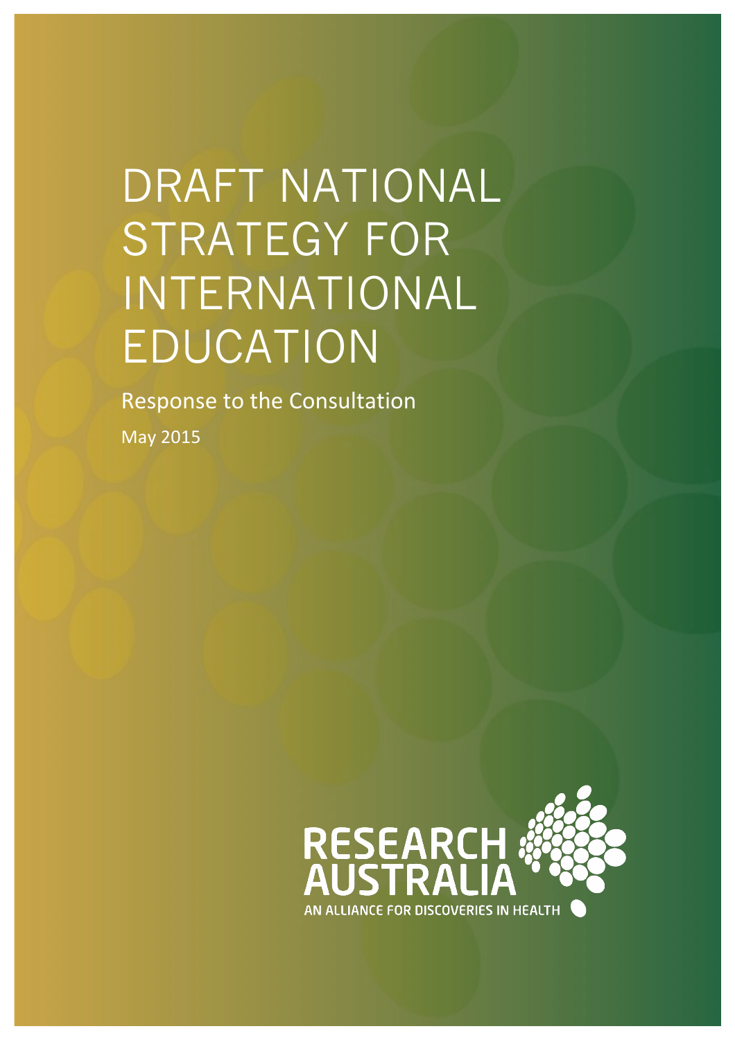# DRAFT NATIONAL STRATEGY FOR INTERNATIONAL EDUCATION

Response to the Consultation

May 2015

RESEARCH AUSTRALIA

AN ALLIANCE FOR DISCOVERIES IN HEALTH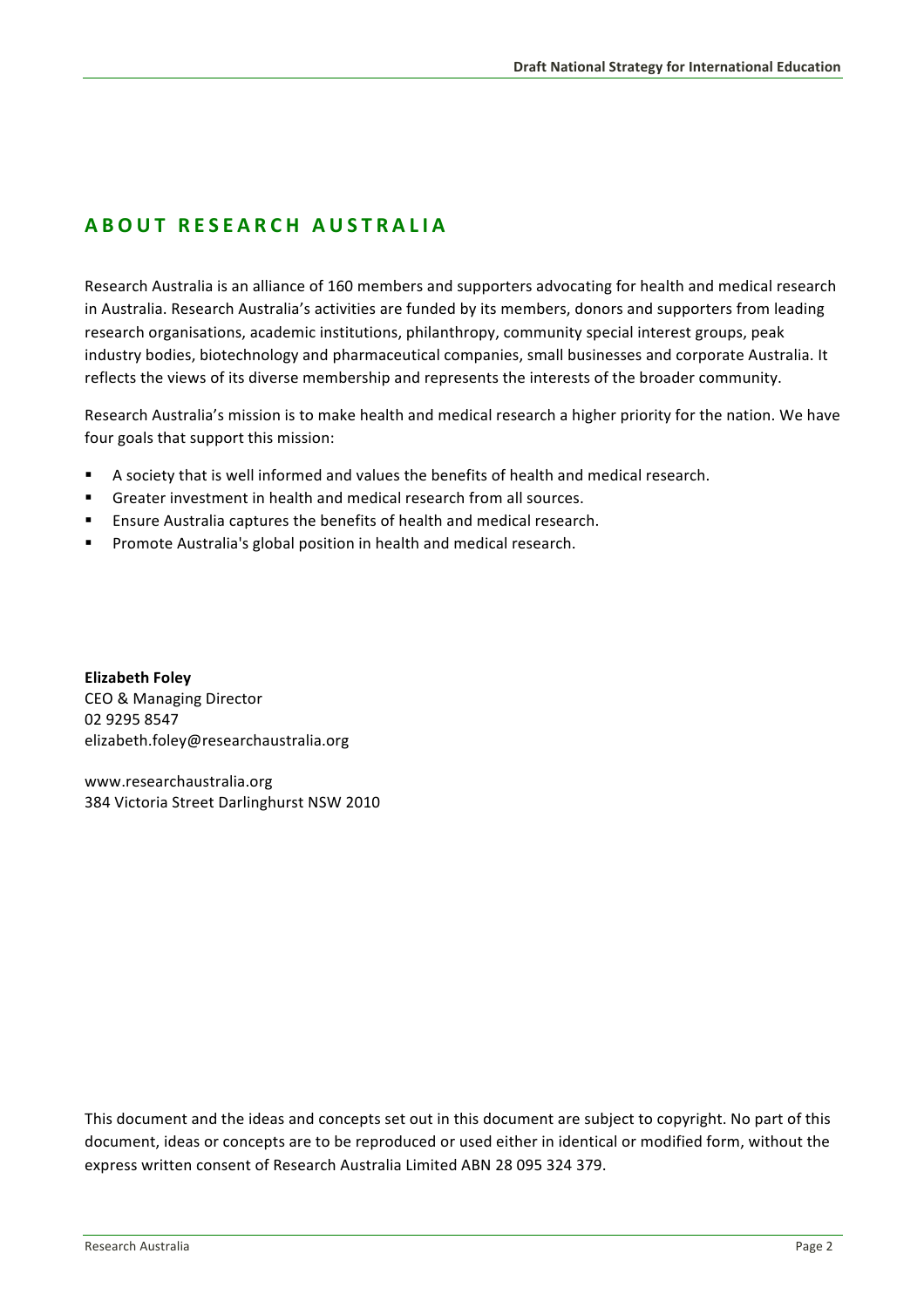## ABOUT RESEARCH AUSTRALIA

Research Australia is an alliance of 160 members and supporters advocating for health and medical research in Australia. Research Australia's activities are funded by its members, donors and supporters from leading research organisations, academic institutions, philanthropy, community special interest groups, peak industry bodies, biotechnology and pharmaceutical companies, small businesses and corporate Australia. It reflects the views of its diverse membership and represents the interests of the broader community.

Research Australia's mission is to make health and medical research a higher priority for the nation. We have four goals that support this mission:

- A society that is well informed and values the benefits of health and medical research.
- Greater investment in health and medical research from all sources.
- Ensure Australia captures the benefits of health and medical research.
- Promote Australia's global position in health and medical research.

**Elizabeth Foley**
CEO & Managing Director
02 9295 8547
elizabeth.foley@researchaustralia.org

www.researchaustralia.org
384 Victoria Street Darlinghurst NSW 2010

This document and the ideas and concepts set out in this document are subject to copyright. No part of this document, ideas or concepts are to be reproduced or used either in identical or modified form, without the express written consent of Research Australia Limited ABN 28 095 324 379.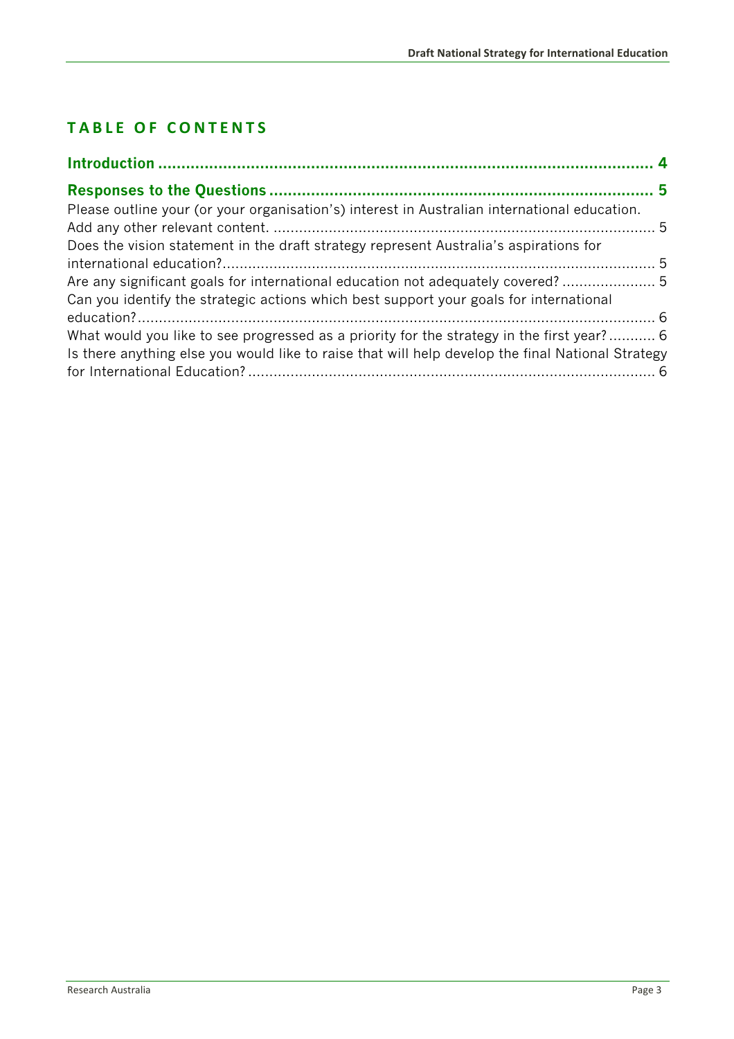## TABLE OF CONTENTS

**Introduction ........................................................................................................ 4**

**Responses to the Questions ................................................................................. 5**

Please outline your (or your organisation's) interest in Australian international education. Add any other relevant content. ........................................................................................ 5

Does the vision statement in the draft strategy represent Australia's aspirations for international education?.................................................................................................. 5

Are any significant goals for international education not adequately covered? ..................... 5

Can you identify the strategic actions which best support your goals for international education?........................................................................................................................ 6

What would you like to see progressed as a priority for the strategy in the first year? ........... 6

Is there anything else you would like to raise that will help develop the final National Strategy for International Education? ............................................................................................ 6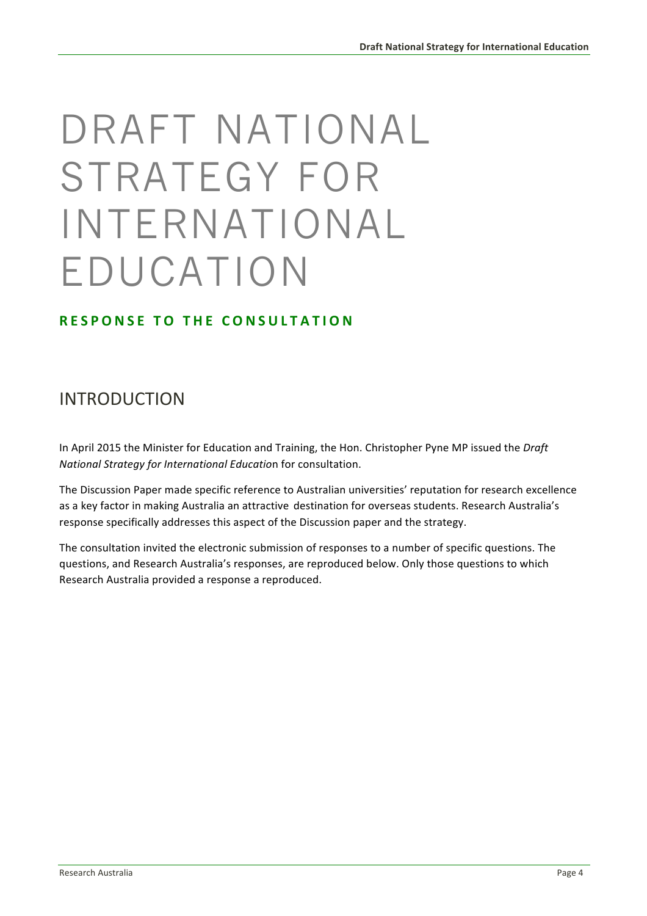# DRAFT NATIONAL STRATEGY FOR INTERNATIONAL EDUCATION

**RESPONSE TO THE CONSULTATION**

## INTRODUCTION

In April 2015 the Minister for Education and Training, the Hon. Christopher Pyne MP issued the *Draft National Strategy for International Educatio*n for consultation.

The Discussion Paper made specific reference to Australian universities' reputation for research excellence as a key factor in making Australia an attractive destination for overseas students. Research Australia's response specifically addresses this aspect of the Discussion paper and the strategy.

The consultation invited the electronic submission of responses to a number of specific questions. The questions, and Research Australia's responses, are reproduced below. Only those questions to which Research Australia provided a response a reproduced.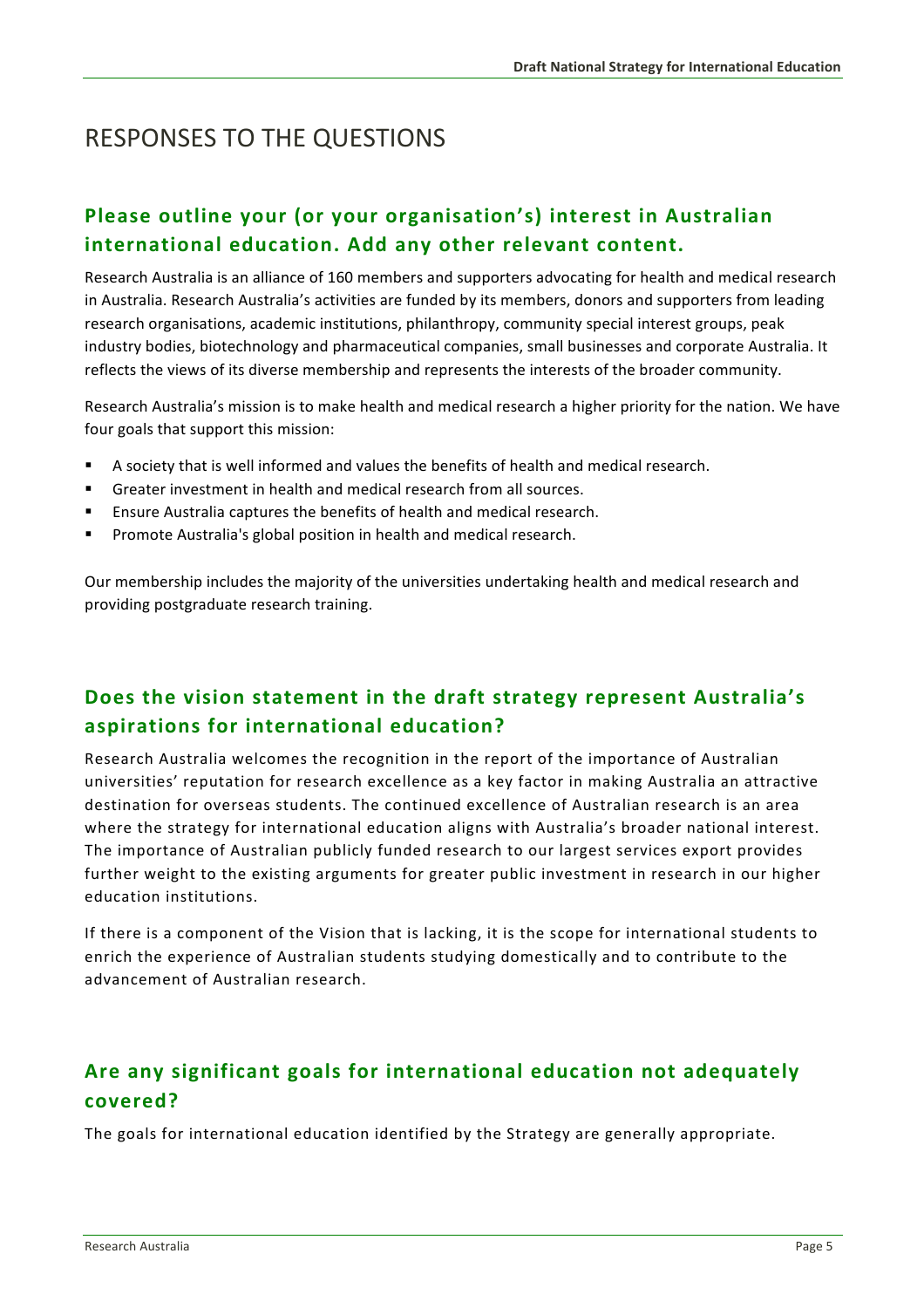# RESPONSES TO THE QUESTIONS

## Please outline your (or your organisation's) interest in Australian international education. Add any other relevant content.

Research Australia is an alliance of 160 members and supporters advocating for health and medical research in Australia. Research Australia's activities are funded by its members, donors and supporters from leading research organisations, academic institutions, philanthropy, community special interest groups, peak industry bodies, biotechnology and pharmaceutical companies, small businesses and corporate Australia. It reflects the views of its diverse membership and represents the interests of the broader community.

Research Australia's mission is to make health and medical research a higher priority for the nation. We have four goals that support this mission:

- A society that is well informed and values the benefits of health and medical research.
- Greater investment in health and medical research from all sources.
- Ensure Australia captures the benefits of health and medical research.
- Promote Australia's global position in health and medical research.

Our membership includes the majority of the universities undertaking health and medical research and providing postgraduate research training.

## Does the vision statement in the draft strategy represent Australia's aspirations for international education?

Research Australia welcomes the recognition in the report of the importance of Australian universities' reputation for research excellence as a key factor in making Australia an attractive destination for overseas students. The continued excellence of Australian research is an area where the strategy for international education aligns with Australia's broader national interest. The importance of Australian publicly funded research to our largest services export provides further weight to the existing arguments for greater public investment in research in our higher education institutions.

If there is a component of the Vision that is lacking, it is the scope for international students to enrich the experience of Australian students studying domestically and to contribute to the advancement of Australian research.

## Are any significant goals for international education not adequately covered?

The goals for international education identified by the Strategy are generally appropriate.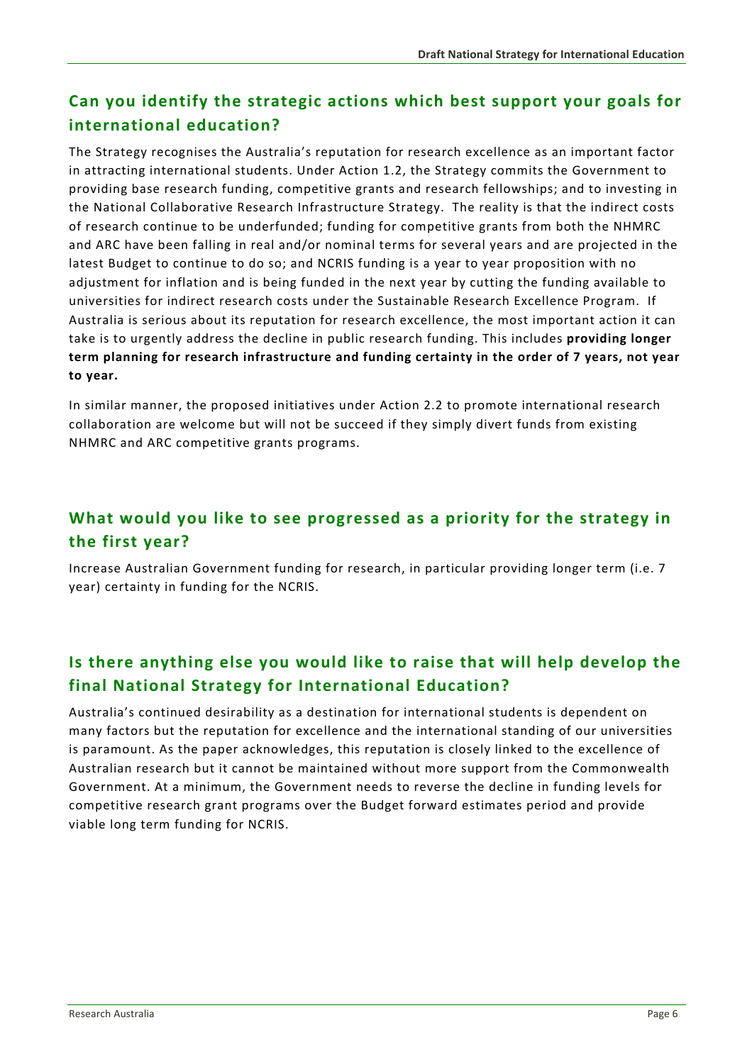## Can you identify the strategic actions which best support your goals for international education?

The Strategy recognises the Australia's reputation for research excellence as an important factor in attracting international students. Under Action 1.2, the Strategy commits the Government to providing base research funding, competitive grants and research fellowships; and to investing in the National Collaborative Research Infrastructure Strategy. The reality is that the indirect costs of research continue to be underfunded; funding for competitive grants from both the NHMRC and ARC have been falling in real and/or nominal terms for several years and are projected in the latest Budget to continue to do so; and NCRIS funding is a year to year proposition with no adjustment for inflation and is being funded in the next year by cutting the funding available to universities for indirect research costs under the Sustainable Research Excellence Program. If Australia is serious about its reputation for research excellence, the most important action it can take is to urgently address the decline in public research funding. This includes **providing longer term planning for research infrastructure and funding certainty in the order of 7 years, not year to year.**

In similar manner, the proposed initiatives under Action 2.2 to promote international research collaboration are welcome but will not be succeed if they simply divert funds from existing NHMRC and ARC competitive grants programs.

## What would you like to see progressed as a priority for the strategy in the first year?

Increase Australian Government funding for research, in particular providing longer term (i.e. 7 year) certainty in funding for the NCRIS.

## Is there anything else you would like to raise that will help develop the final National Strategy for International Education?

Australia's continued desirability as a destination for international students is dependent on many factors but the reputation for excellence and the international standing of our universities is paramount. As the paper acknowledges, this reputation is closely linked to the excellence of Australian research but it cannot be maintained without more support from the Commonwealth Government. At a minimum, the Government needs to reverse the decline in funding levels for competitive research grant programs over the Budget forward estimates period and provide viable long term funding for NCRIS.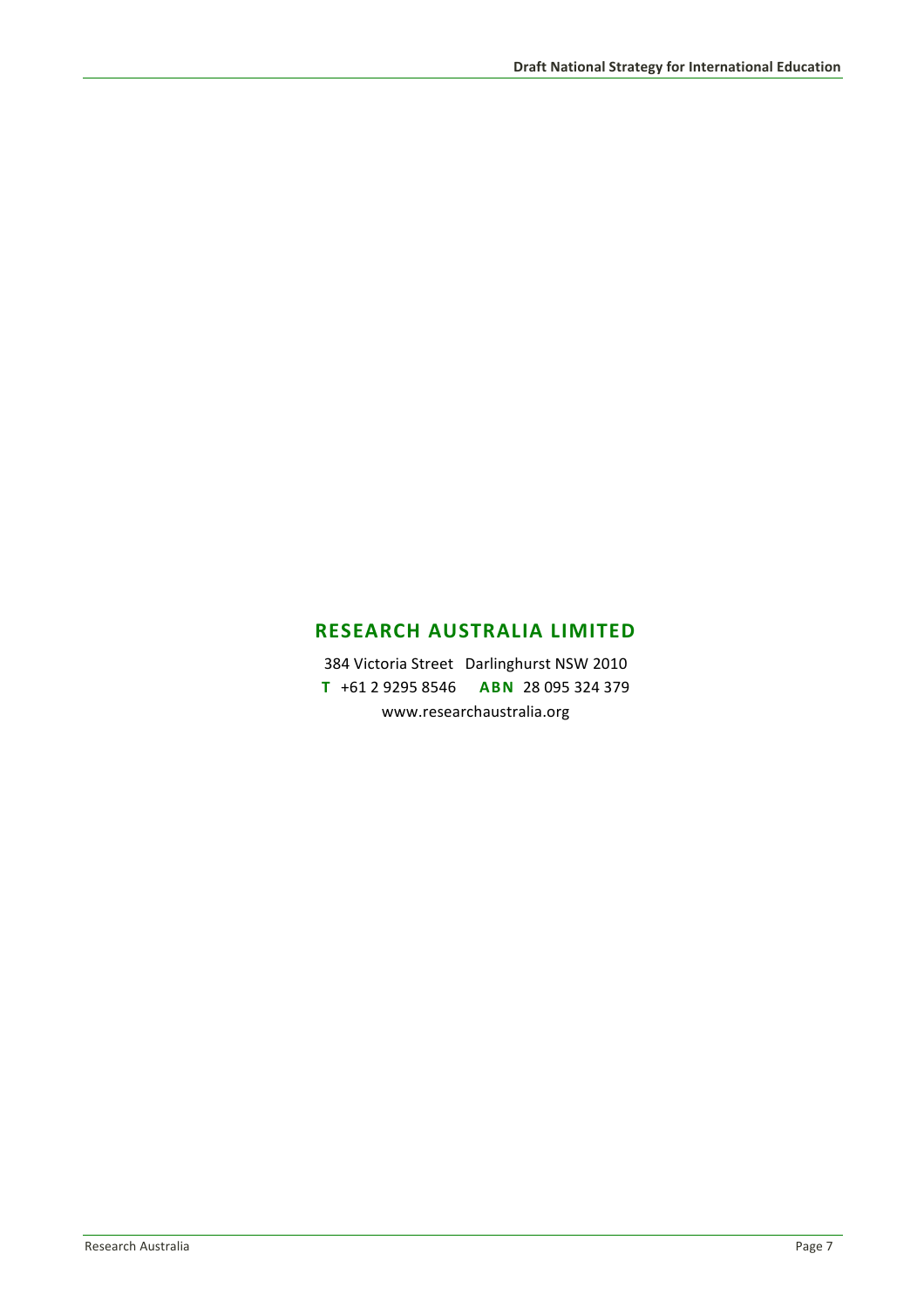**RESEARCH AUSTRALIA LIMITED**

384 Victoria Street Darlinghurst NSW 2010

**T** +61 2 9295 8546 **ABN** 28 095 324 379

www.researchaustralia.org